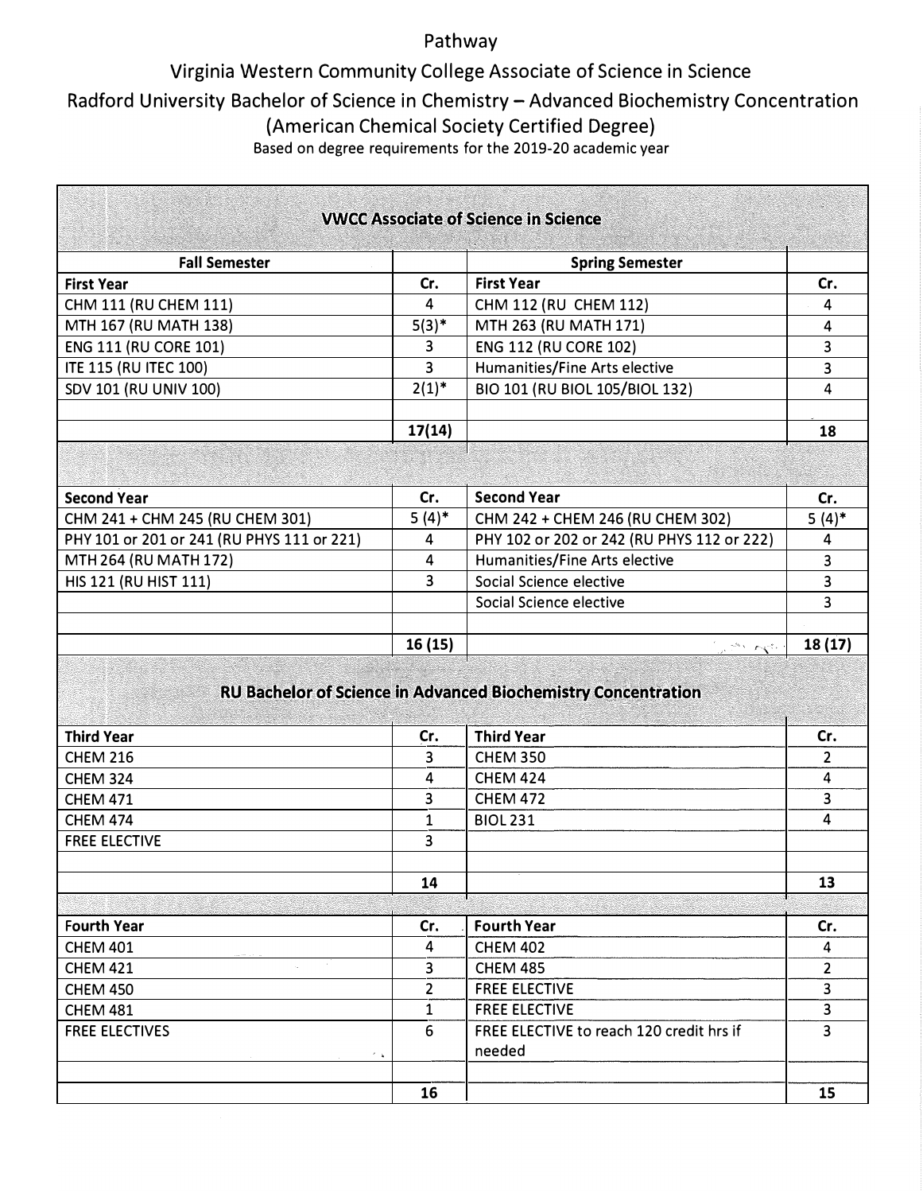# Pathway

## Virginia Western Community College Associate of Science in Science

## Radford University Bachelor of Science in Chemistry – Advanced Biochemistry Concentration

## (American Chemical Society Certified Degree)

Based on degree requirements for the 2019-20 academic year

| **VWCC Associate of Science in Science** | | | |
|---|---|---|---|
| **Fall Semester** | | **Spring Semester** | |
| **First Year** | **Cr.** | **First Year** | **Cr.** |
| CHM 111 (RU CHEM 111) | 4 | CHM 112 (RU CHEM 112) | 4 |
| MTH 167 (RU MATH 138) | 5(3)* | MTH 263 (RU MATH 171) | 4 |
| ENG 111 (RU CORE 101) | 3 | ENG 112 (RU CORE 102) | 3 |
| ITE 115 (RU ITEC 100) | 3 | Humanities/Fine Arts elective | 3 |
| SDV 101 (RU UNIV 100) | 2(1)* | BIO 101 (RU BIOL 105/BIOL 132) | 4 |
| | | | |
| | **17(14)** | | **18** |
| **Second Year** | **Cr.** | **Second Year** | **Cr.** |
| CHM 241 + CHM 245 (RU CHEM 301) | 5 (4)* | CHM 242 + CHEM 246 (RU CHEM 302) | 5 (4)* |
| PHY 101 or 201 or 241 (RU PHYS 111 or 221) | 4 | PHY 102 or 202 or 242 (RU PHYS 112 or 222) | 4 |
| MTH 264 (RU MATH 172) | 4 | Humanities/Fine Arts elective | 3 |
| HIS 121 (RU HIST 111) | 3 | Social Science elective | 3 |
| | | Social Science elective | 3 |
| | | | |
| | **16 (15)** | | **18 (17)** |

| **RU Bachelor of Science in Advanced Biochemistry Concentration** | | | |
|---|---|---|---|
| **Third Year** | **Cr.** | **Third Year** | **Cr.** |
| CHEM 216 | 3 | CHEM 350 | 2 |
| CHEM 324 | 4 | CHEM 424 | 4 |
| CHEM 471 | 3 | CHEM 472 | 3 |
| CHEM 474 | 1 | BIOL 231 | 4 |
| FREE ELECTIVE | 3 | | |
| | | | |
| | **14** | | **13** |
| **Fourth Year** | **Cr.** | **Fourth Year** | **Cr.** |
| CHEM 401 | 4 | CHEM 402 | 4 |
| CHEM 421 | 3 | CHEM 485 | 2 |
| CHEM 450 | 2 | FREE ELECTIVE | 3 |
| CHEM 481 | 1 | FREE ELECTIVE | 3 |
| FREE ELECTIVES | 6 | FREE ELECTIVE to reach 120 credit hrs if needed | 3 |
| | | | |
| | **16** | | **15** |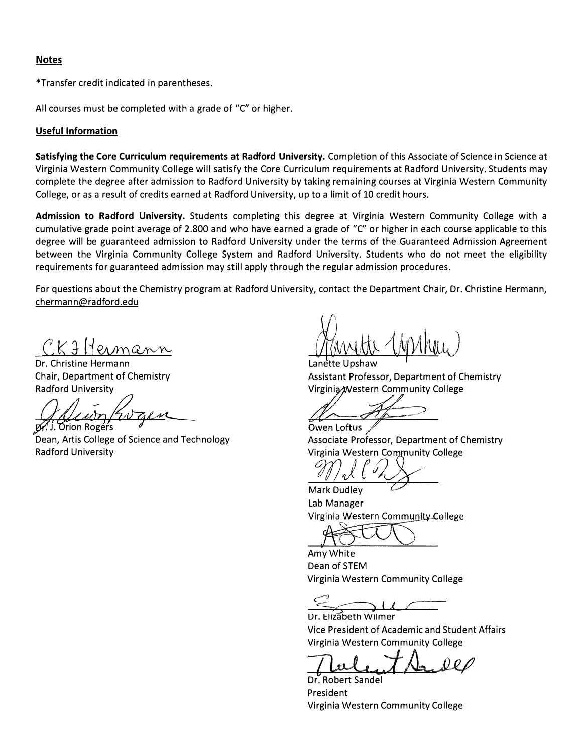## Notes

*Transfer credit indicated in parentheses.

All courses must be completed with a grade of "C" or higher.

## Useful Information

**Satisfying the Core Curriculum requirements at Radford University.** Completion of this Associate of Science in Science at Virginia Western Community College will satisfy the Core Curriculum requirements at Radford University. Students may complete the degree after admission to Radford University by taking remaining courses at Virginia Western Community College, or as a result of credits earned at Radford University, up to a limit of 10 credit hours.

**Admission to Radford University.** Students completing this degree at Virginia Western Community College with a cumulative grade point average of 2.800 and who have earned a grade of "C" or higher in each course applicable to this degree will be guaranteed admission to Radford University under the terms of the Guaranteed Admission Agreement between the Virginia Community College System and Radford University. Students who do not meet the eligibility requirements for guaranteed admission may still apply through the regular admission procedures.

For questions about the Chemistry program at Radford University, contact the Department Chair, Dr. Christine Hermann, chermann@radford.edu

Dr. Christine Hermann
Chair, Department of Chemistry
Radford University

Dr. J. Orion Rogers
Dean, Artis College of Science and Technology
Radford University

Lanette Upshaw
Assistant Professor, Department of Chemistry
Virginia Western Community College

Owen Loftus
Associate Professor, Department of Chemistry
Virginia Western Community College

Mark Dudley
Lab Manager
Virginia Western Community College

Amy White
Dean of STEM
Virginia Western Community College

Dr. Elizabeth Wilmer
Vice President of Academic and Student Affairs
Virginia Western Community College

Dr. Robert Sandel
President
Virginia Western Community College